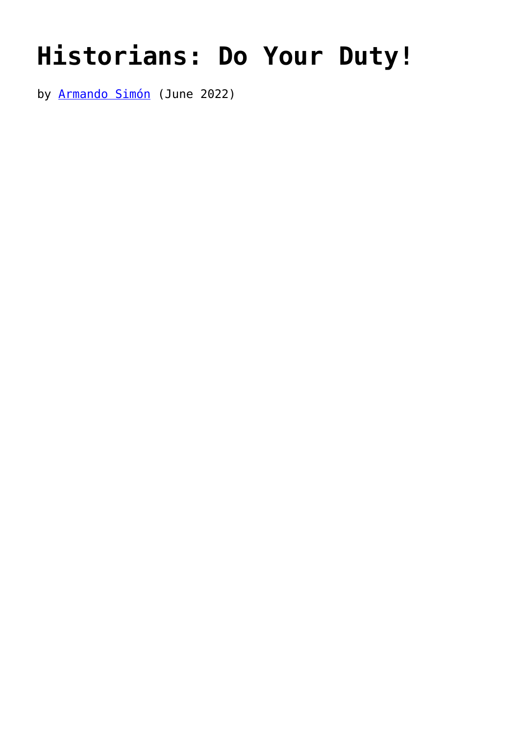# Historians: Do Your Duty!

by [Armando Simón](Armando Simón) (June 2022)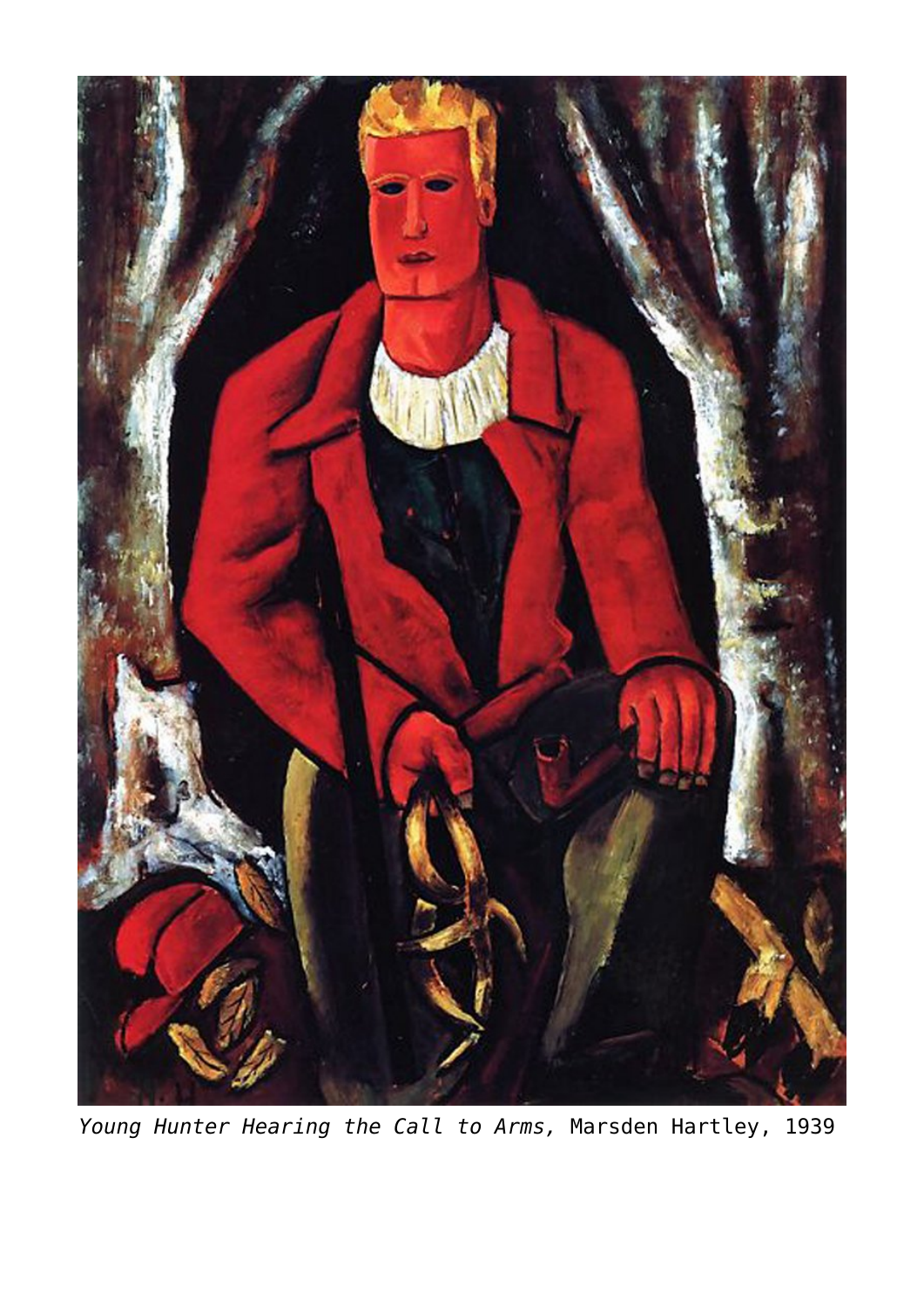*Young Hunter Hearing the Call to Arms,* Marsden Hartley, 1939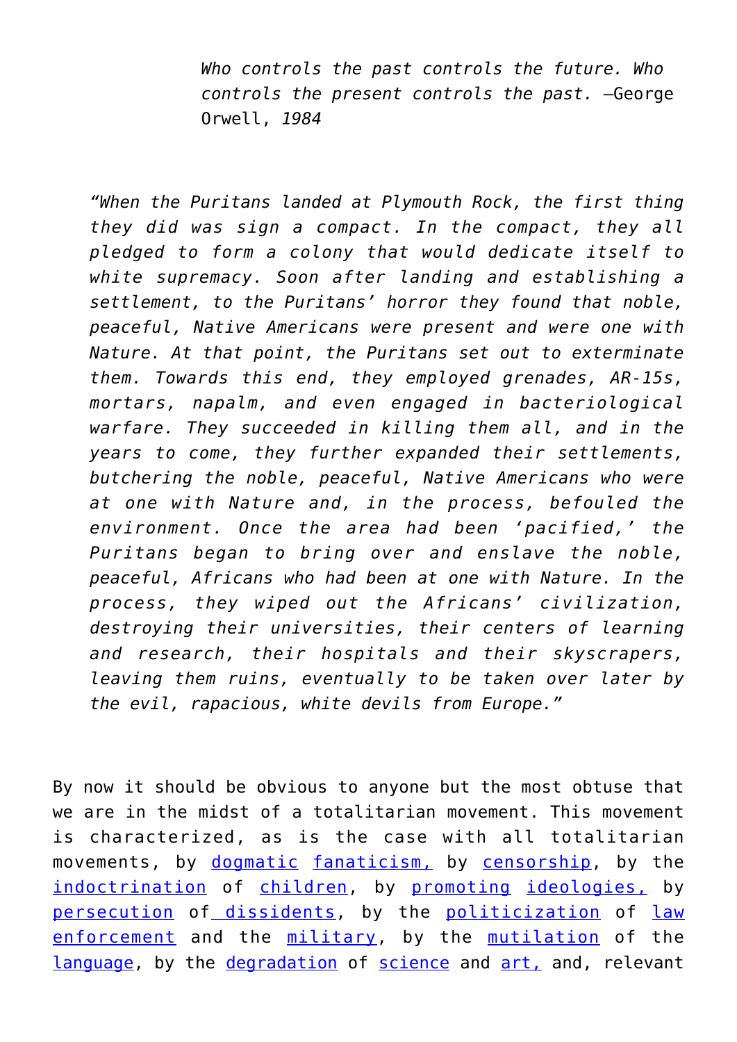> *Who controls the past controls the future. Who controls the present controls the past.* —George Orwell, *1984*

> *"When the Puritans landed at Plymouth Rock, the first thing they did was sign a compact. In the compact, they all pledged to form a colony that would dedicate itself to white supremacy. Soon after landing and establishing a settlement, to the Puritans' horror they found that noble, peaceful, Native Americans were present and were one with Nature. At that point, the Puritans set out to exterminate them. Towards this end, they employed grenades, AR-15s, mortars, napalm, and even engaged in bacteriological warfare. They succeeded in killing them all, and in the years to come, they further expanded their settlements, butchering the noble, peaceful, Native Americans who were at one with Nature and, in the process, befouled the environment. Once the area had been 'pacified,' the Puritans began to bring over and enslave the noble, peaceful, Africans who had been at one with Nature. In the process, they wiped out the Africans' civilization, destroying their universities, their centers of learning and research, their hospitals and their skyscrapers, leaving them ruins, eventually to be taken over later by the evil, rapacious, white devils from Europe."*

By now it should be obvious to anyone but the most obtuse that we are in the midst of a totalitarian movement. This movement is characterized, as is the case with all totalitarian movements, by dogmatic fanaticism, by censorship, by the indoctrination of children, by promoting ideologies, by persecution of dissidents, by the politicization of law enforcement and the military, by the mutilation of the language, by the degradation of science and art, and, relevant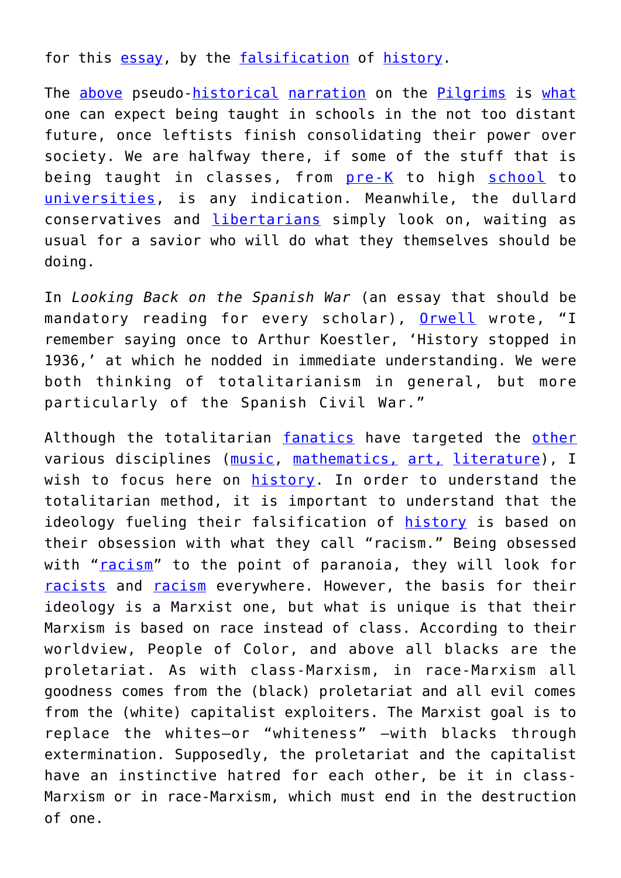for this essay, by the falsification of history.

The above pseudo-historical narration on the Pilgrims is what one can expect being taught in schools in the not too distant future, once leftists finish consolidating their power over society. We are halfway there, if some of the stuff that is being taught in classes, from pre-K to high school to universities, is any indication. Meanwhile, the dullard conservatives and libertarians simply look on, waiting as usual for a savior who will do what they themselves should be doing.

In *Looking Back on the Spanish War* (an essay that should be mandatory reading for every scholar), Orwell wrote, "I remember saying once to Arthur Koestler, 'History stopped in 1936,' at which he nodded in immediate understanding. We were both thinking of totalitarianism in general, but more particularly of the Spanish Civil War."

Although the totalitarian fanatics have targeted the other various disciplines (music, mathematics, art, literature), I wish to focus here on history. In order to understand the totalitarian method, it is important to understand that the ideology fueling their falsification of history is based on their obsession with what they call "racism." Being obsessed with "racism" to the point of paranoia, they will look for racists and racism everywhere. However, the basis for their ideology is a Marxist one, but what is unique is that their Marxism is based on race instead of class. According to their worldview, People of Color, and above all blacks are the proletariat. As with class-Marxism, in race-Marxism all goodness comes from the (black) proletariat and all evil comes from the (white) capitalist exploiters. The Marxist goal is to replace the whites—or "whiteness" —with blacks through extermination. Supposedly, the proletariat and the capitalist have an instinctive hatred for each other, be it in class-Marxism or in race-Marxism, which must end in the destruction of one.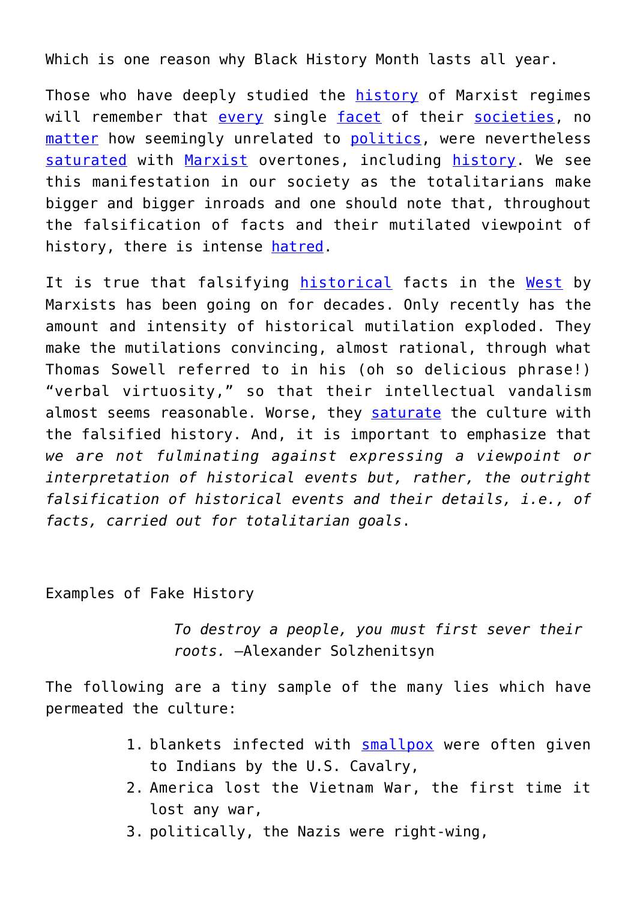Which is one reason why Black History Month lasts all year.

Those who have deeply studied the history of Marxist regimes will remember that every single facet of their societies, no matter how seemingly unrelated to politics, were nevertheless saturated with Marxist overtones, including history. We see this manifestation in our society as the totalitarians make bigger and bigger inroads and one should note that, throughout the falsification of facts and their mutilated viewpoint of history, there is intense hatred.

It is true that falsifying historical facts in the West by Marxists has been going on for decades. Only recently has the amount and intensity of historical mutilation exploded. They make the mutilations convincing, almost rational, through what Thomas Sowell referred to in his (oh so delicious phrase!) "verbal virtuosity," so that their intellectual vandalism almost seems reasonable. Worse, they saturate the culture with the falsified history. And, it is important to emphasize that *we are not fulminating against expressing a viewpoint or interpretation of historical events but, rather, the outright falsification of historical events and their details, i.e., of facts, carried out for totalitarian goals*.

## Examples of Fake History

> *To destroy a people, you must first sever their roots.* —Alexander Solzhenitsyn

The following are a tiny sample of the many lies which have permeated the culture:

1. blankets infected with smallpox were often given to Indians by the U.S. Cavalry,
2. America lost the Vietnam War, the first time it lost any war,
3. politically, the Nazis were right-wing,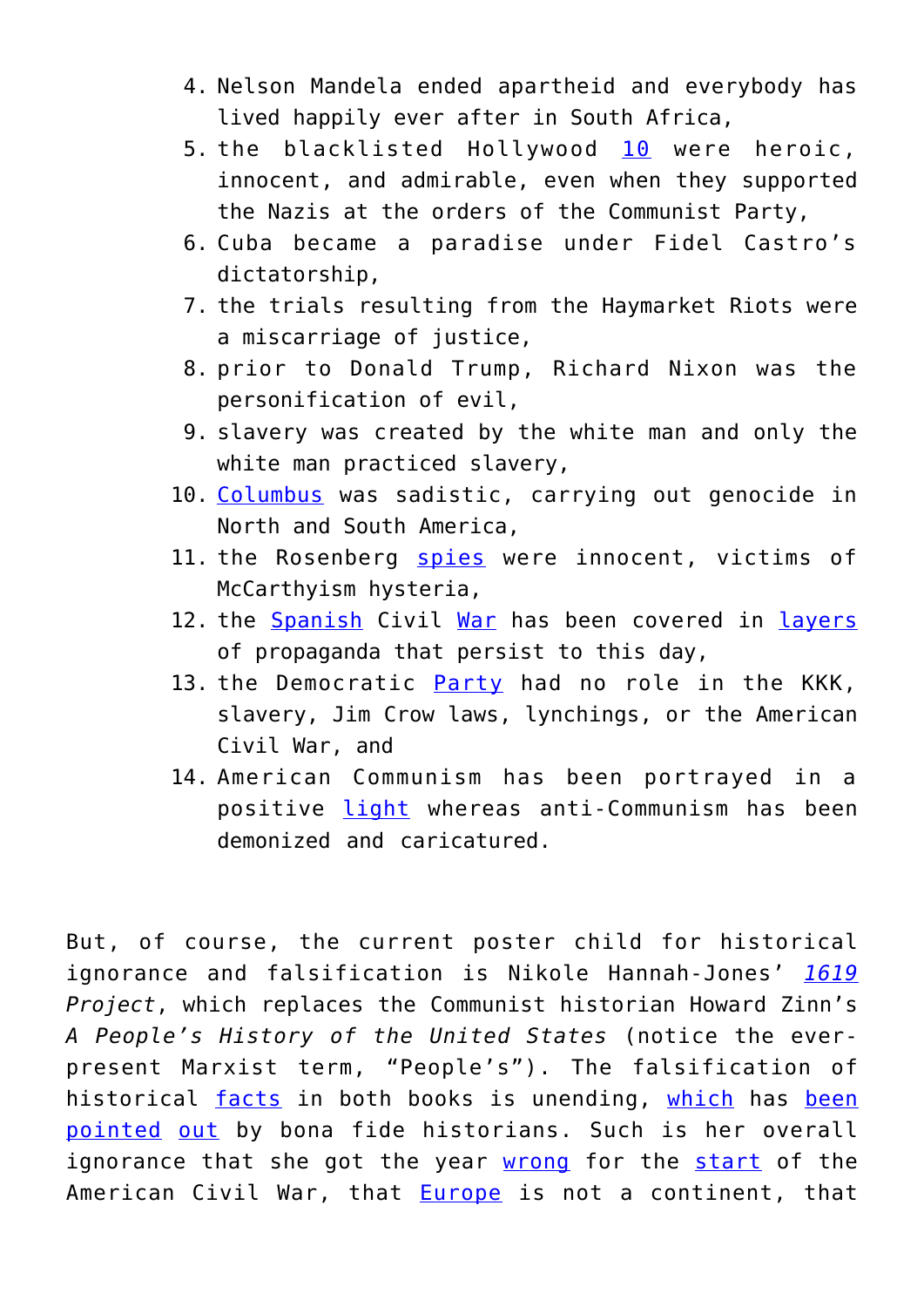4. Nelson Mandela ended apartheid and everybody has lived happily ever after in South Africa,
5. the blacklisted Hollywood 10 were heroic, innocent, and admirable, even when they supported the Nazis at the orders of the Communist Party,
6. Cuba became a paradise under Fidel Castro's dictatorship,
7. the trials resulting from the Haymarket Riots were a miscarriage of justice,
8. prior to Donald Trump, Richard Nixon was the personification of evil,
9. slavery was created by the white man and only the white man practiced slavery,
10. Columbus was sadistic, carrying out genocide in North and South America,
11. the Rosenberg spies were innocent, victims of McCarthyism hysteria,
12. the Spanish Civil War has been covered in layers of propaganda that persist to this day,
13. the Democratic Party had no role in the KKK, slavery, Jim Crow laws, lynchings, or the American Civil War, and
14. American Communism has been portrayed in a positive light whereas anti-Communism has been demonized and caricatured.

But, of course, the current poster child for historical ignorance and falsification is Nikole Hannah-Jones' *1619 Project*, which replaces the Communist historian Howard Zinn's *A People's History of the United States* (notice the ever-present Marxist term, "People's"). The falsification of historical facts in both books is unending, which has been pointed out by bona fide historians. Such is her overall ignorance that she got the year wrong for the start of the American Civil War, that Europe is not a continent, that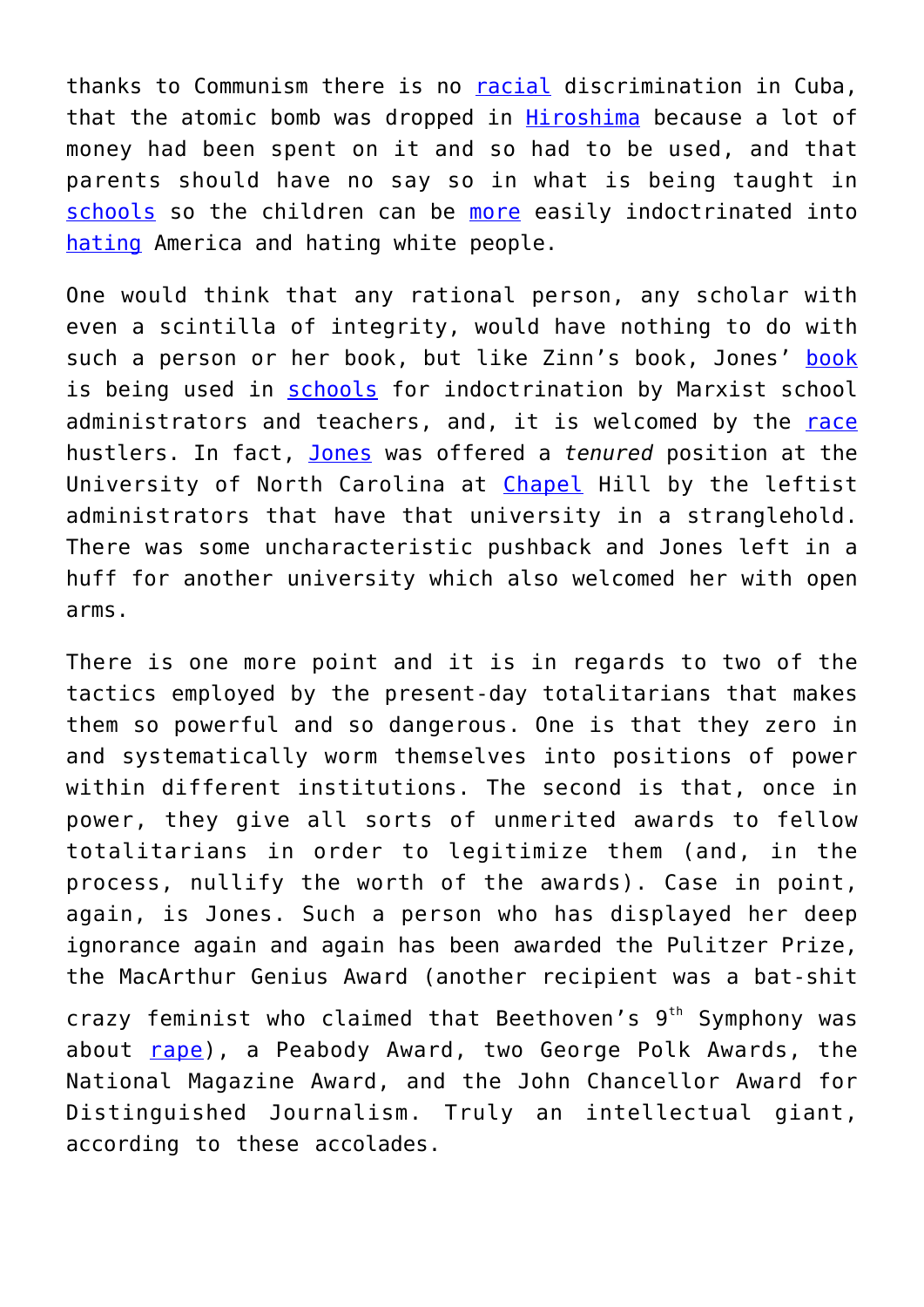thanks to Communism there is no racial discrimination in Cuba, that the atomic bomb was dropped in Hiroshima because a lot of money had been spent on it and so had to be used, and that parents should have no say so in what is being taught in schools so the children can be more easily indoctrinated into hating America and hating white people.

One would think that any rational person, any scholar with even a scintilla of integrity, would have nothing to do with such a person or her book, but like Zinn's book, Jones' book is being used in schools for indoctrination by Marxist school administrators and teachers, and, it is welcomed by the race hustlers. In fact, Jones was offered a *tenured* position at the University of North Carolina at Chapel Hill by the leftist administrators that have that university in a stranglehold. There was some uncharacteristic pushback and Jones left in a huff for another university which also welcomed her with open arms.

There is one more point and it is in regards to two of the tactics employed by the present-day totalitarians that makes them so powerful and so dangerous. One is that they zero in and systematically worm themselves into positions of power within different institutions. The second is that, once in power, they give all sorts of unmerited awards to fellow totalitarians in order to legitimize them (and, in the process, nullify the worth of the awards). Case in point, again, is Jones. Such a person who has displayed her deep ignorance again and again has been awarded the Pulitzer Prize, the MacArthur Genius Award (another recipient was a bat-shit crazy feminist who claimed that Beethoven's 9th Symphony was about rape), a Peabody Award, two George Polk Awards, the National Magazine Award, and the John Chancellor Award for Distinguished Journalism. Truly an intellectual giant, according to these accolades.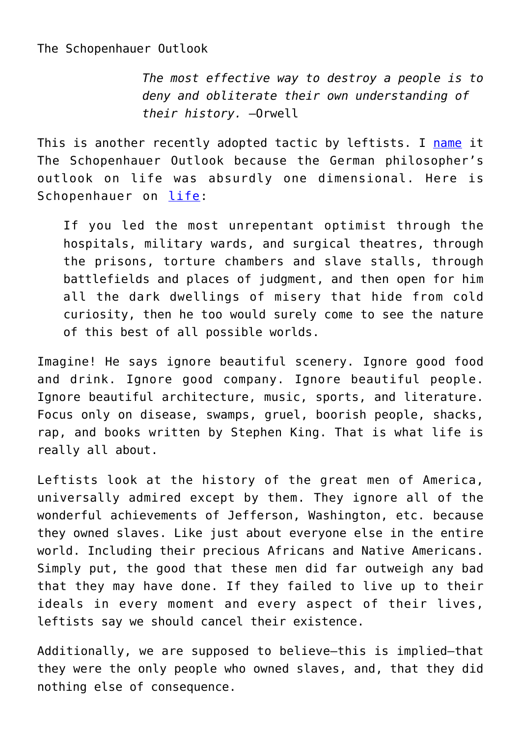The Schopenhauer Outlook

> *The most effective way to destroy a people is to deny and obliterate their own understanding of their history.* —Orwell

This is another recently adopted tactic by leftists. I name it The Schopenhauer Outlook because the German philosopher's outlook on life was absurdly one dimensional. Here is Schopenhauer on life:

> If you led the most unrepentant optimist through the hospitals, military wards, and surgical theatres, through the prisons, torture chambers and slave stalls, through battlefields and places of judgment, and then open for him all the dark dwellings of misery that hide from cold curiosity, then he too would surely come to see the nature of this best of all possible worlds.

Imagine! He says ignore beautiful scenery. Ignore good food and drink. Ignore good company. Ignore beautiful people. Ignore beautiful architecture, music, sports, and literature. Focus only on disease, swamps, gruel, boorish people, shacks, rap, and books written by Stephen King. That is what life is really all about.

Leftists look at the history of the great men of America, universally admired except by them. They ignore all of the wonderful achievements of Jefferson, Washington, etc. because they owned slaves. Like just about everyone else in the entire world. Including their precious Africans and Native Americans. Simply put, the good that these men did far outweigh any bad that they may have done. If they failed to live up to their ideals in every moment and every aspect of their lives, leftists say we should cancel their existence.

Additionally, we are supposed to believe—this is implied—that they were the only people who owned slaves, and, that they did nothing else of consequence.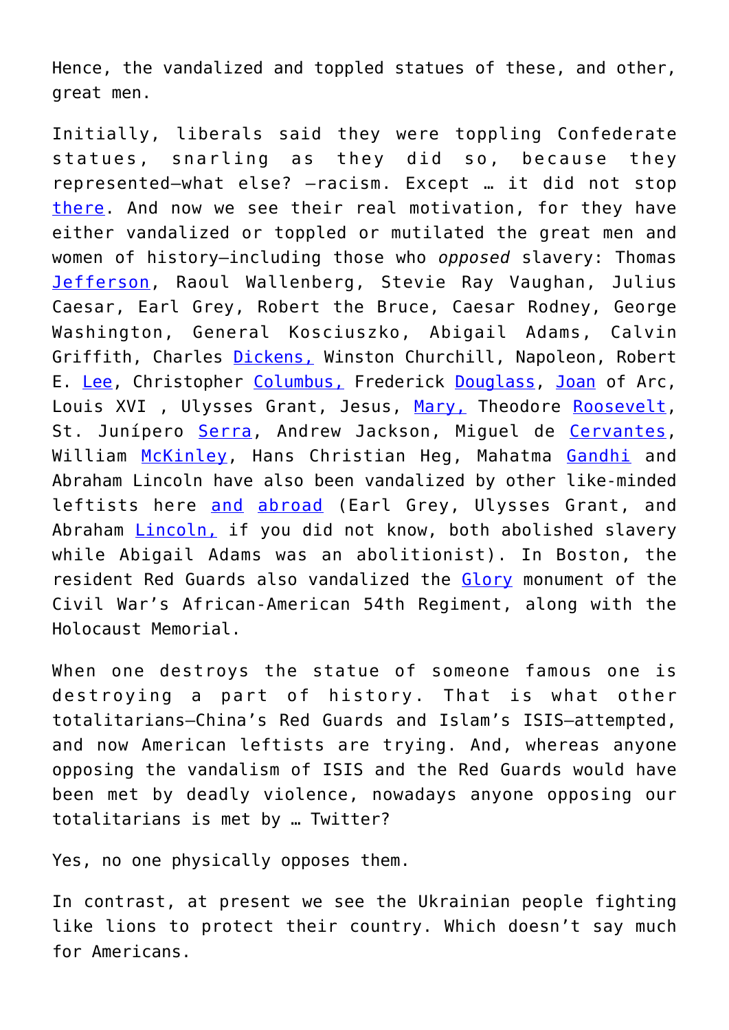Hence, the vandalized and toppled statues of these, and other, great men.

Initially, liberals said they were toppling Confederate statues, snarling as they did so, because they represented—what else? —racism. Except … it did not stop there. And now we see their real motivation, for they have either vandalized or toppled or mutilated the great men and women of history—including those who *opposed* slavery: Thomas Jefferson, Raoul Wallenberg, Stevie Ray Vaughan, Julius Caesar, Earl Grey, Robert the Bruce, Caesar Rodney, George Washington, General Kosciuszko, Abigail Adams, Calvin Griffith, Charles Dickens, Winston Churchill, Napoleon, Robert E. Lee, Christopher Columbus, Frederick Douglass, Joan of Arc, Louis XVI , Ulysses Grant, Jesus, Mary, Theodore Roosevelt, St. Junípero Serra, Andrew Jackson, Miguel de Cervantes, William McKinley, Hans Christian Heg, Mahatma Gandhi and Abraham Lincoln have also been vandalized by other like-minded leftists here and abroad (Earl Grey, Ulysses Grant, and Abraham Lincoln, if you did not know, both abolished slavery while Abigail Adams was an abolitionist). In Boston, the resident Red Guards also vandalized the Glory monument of the Civil War's African-American 54th Regiment, along with the Holocaust Memorial.

When one destroys the statue of someone famous one is destroying a part of history. That is what other totalitarians—China's Red Guards and Islam's ISIS—attempted, and now American leftists are trying. And, whereas anyone opposing the vandalism of ISIS and the Red Guards would have been met by deadly violence, nowadays anyone opposing our totalitarians is met by … Twitter?

Yes, no one physically opposes them.

In contrast, at present we see the Ukrainian people fighting like lions to protect their country. Which doesn't say much for Americans.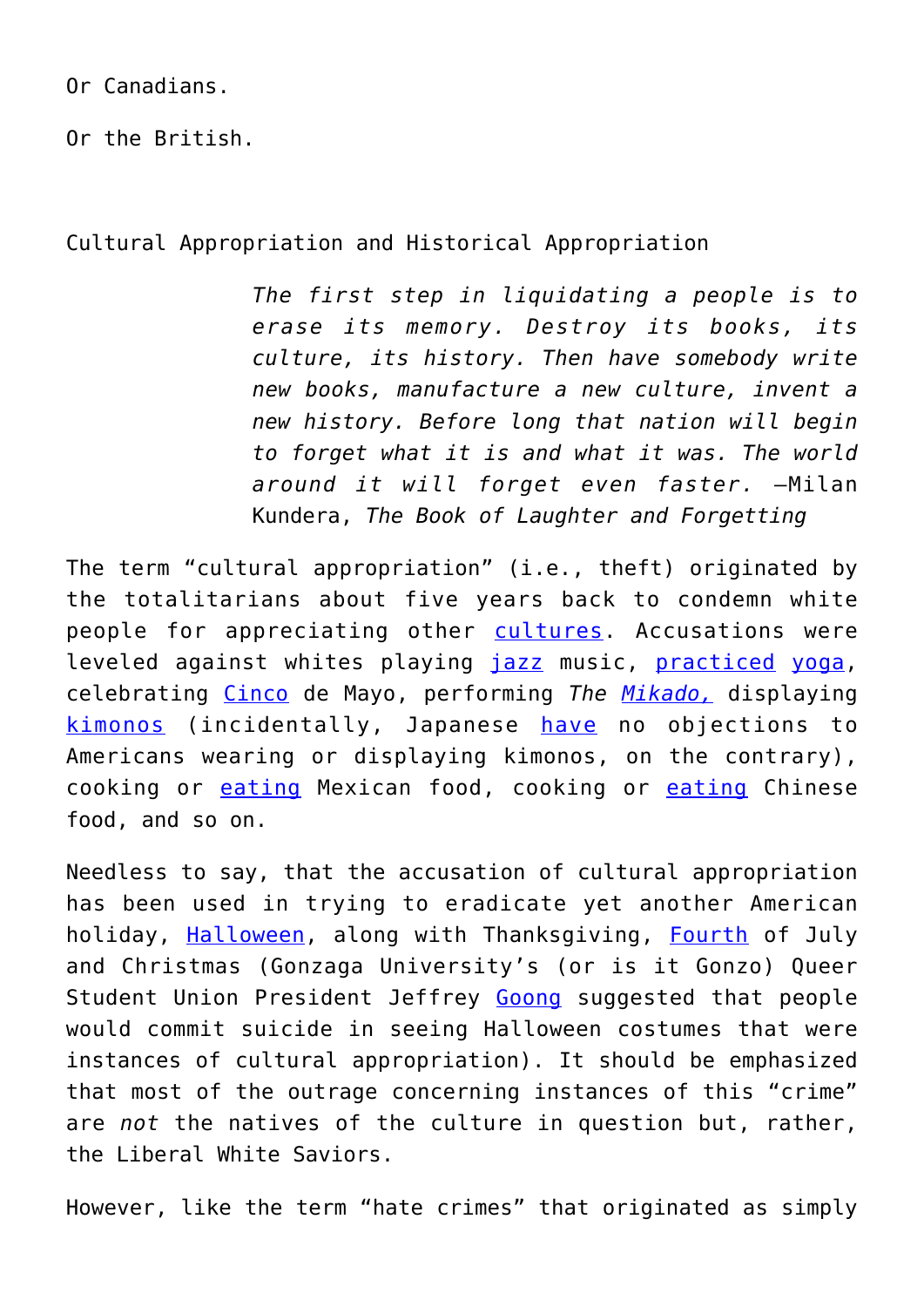Or Canadians.

Or the British.

## Cultural Appropriation and Historical Appropriation

> *The first step in liquidating a people is to erase its memory. Destroy its books, its culture, its history. Then have somebody write new books, manufacture a new culture, invent a new history. Before long that nation will begin to forget what it is and what it was. The world around it will forget even faster.* —Milan Kundera, *The Book of Laughter and Forgetting*

The term "cultural appropriation" (i.e., theft) originated by the totalitarians about five years back to condemn white people for appreciating other cultures. Accusations were leveled against whites playing jazz music, practiced yoga, celebrating Cinco de Mayo, performing *The Mikado,* displaying kimonos (incidentally, Japanese have no objections to Americans wearing or displaying kimonos, on the contrary), cooking or eating Mexican food, cooking or eating Chinese food, and so on.

Needless to say, that the accusation of cultural appropriation has been used in trying to eradicate yet another American holiday, Halloween, along with Thanksgiving, Fourth of July and Christmas (Gonzaga University's (or is it Gonzo) Queer Student Union President Jeffrey Goong suggested that people would commit suicide in seeing Halloween costumes that were instances of cultural appropriation). It should be emphasized that most of the outrage concerning instances of this "crime" are *not* the natives of the culture in question but, rather, the Liberal White Saviors.

However, like the term "hate crimes" that originated as simply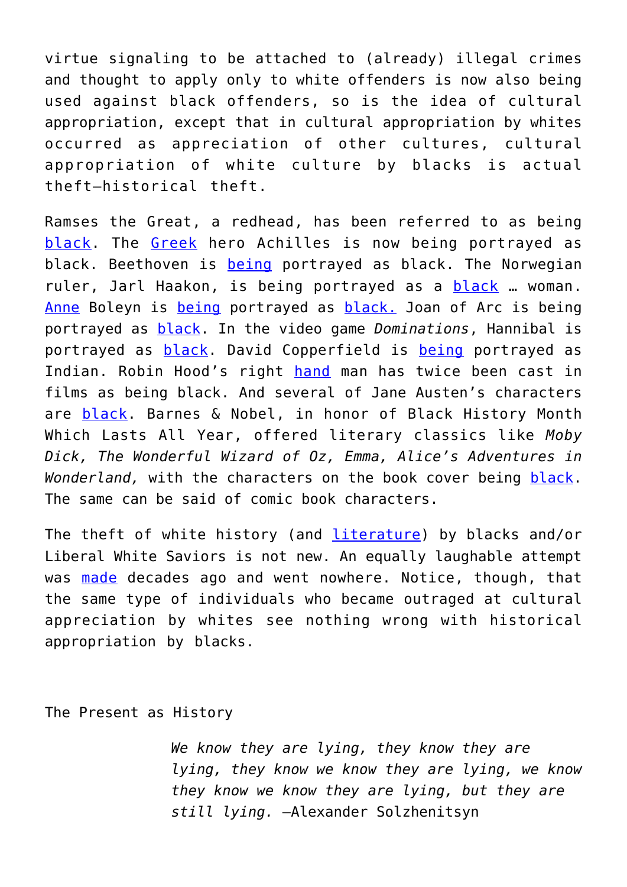virtue signaling to be attached to (already) illegal crimes and thought to apply only to white offenders is now also being used against black offenders, so is the idea of cultural appropriation, except that in cultural appropriation by whites occurred as appreciation of other cultures, cultural appropriation of white culture by blacks is actual theft—historical theft.

Ramses the Great, a redhead, has been referred to as being black. The Greek hero Achilles is now being portrayed as black. Beethoven is being portrayed as black. The Norwegian ruler, Jarl Haakon, is being portrayed as a black … woman. Anne Boleyn is being portrayed as black. Joan of Arc is being portrayed as black. In the video game *Dominations*, Hannibal is portrayed as black. David Copperfield is being portrayed as Indian. Robin Hood's right hand man has twice been cast in films as being black. And several of Jane Austen's characters are black. Barnes & Nobel, in honor of Black History Month Which Lasts All Year, offered literary classics like *Moby Dick, The Wonderful Wizard of Oz, Emma, Alice's Adventures in Wonderland,* with the characters on the book cover being black. The same can be said of comic book characters.

The theft of white history (and literature) by blacks and/or Liberal White Saviors is not new. An equally laughable attempt was made decades ago and went nowhere. Notice, though, that the same type of individuals who became outraged at cultural appreciation by whites see nothing wrong with historical appropriation by blacks.

## The Present as History

> *We know they are lying, they know they are lying, they know we know they are lying, we know they know we know they are lying, but they are still lying.* —Alexander Solzhenitsyn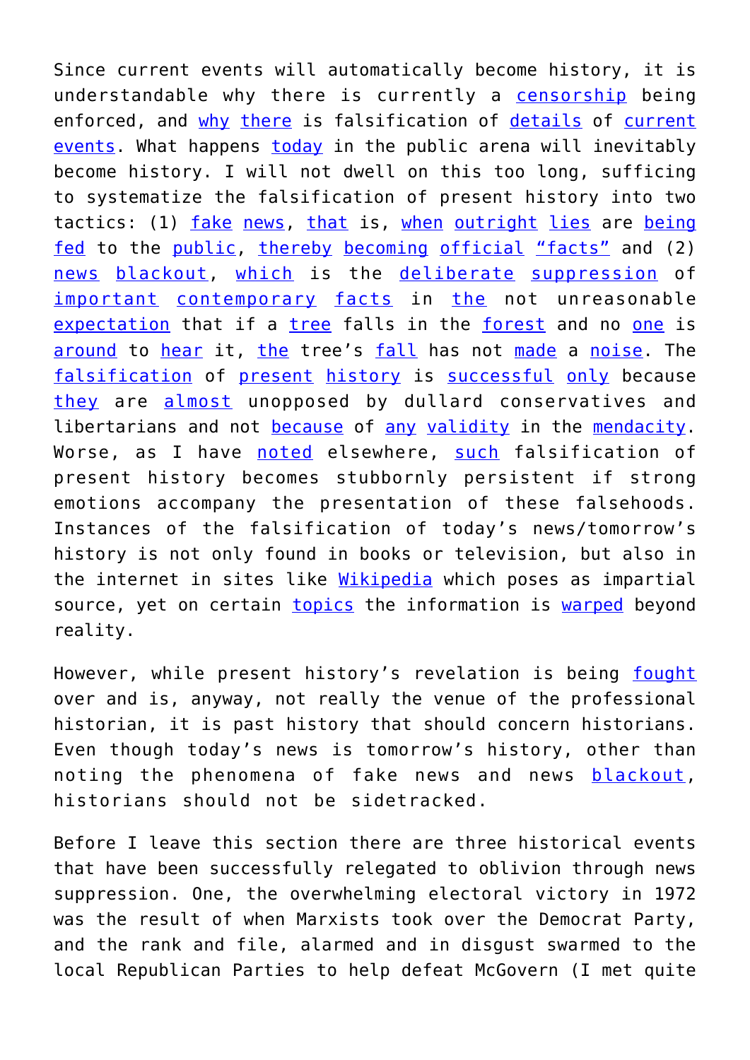Since current events will automatically become history, it is understandable why there is currently a censorship being enforced, and why there is falsification of details of current events. What happens today in the public arena will inevitably become history. I will not dwell on this too long, sufficing to systematize the falsification of present history into two tactics: (1) fake news, that is, when outright lies are being fed to the public, thereby becoming official "facts" and (2) news blackout, which is the deliberate suppression of important contemporary facts in the not unreasonable expectation that if a tree falls in the forest and no one is around to hear it, the tree's fall has not made a noise. The falsification of present history is successful only because they are almost unopposed by dullard conservatives and libertarians and not because of any validity in the mendacity. Worse, as I have noted elsewhere, such falsification of present history becomes stubbornly persistent if strong emotions accompany the presentation of these falsehoods. Instances of the falsification of today's news/tomorrow's history is not only found in books or television, but also in the internet in sites like Wikipedia which poses as impartial source, yet on certain topics the information is warped beyond reality.

However, while present history's revelation is being fought over and is, anyway, not really the venue of the professional historian, it is past history that should concern historians. Even though today's news is tomorrow's history, other than noting the phenomena of fake news and news blackout, historians should not be sidetracked.

Before I leave this section there are three historical events that have been successfully relegated to oblivion through news suppression. One, the overwhelming electoral victory in 1972 was the result of when Marxists took over the Democrat Party, and the rank and file, alarmed and in disgust swarmed to the local Republican Parties to help defeat McGovern (I met quite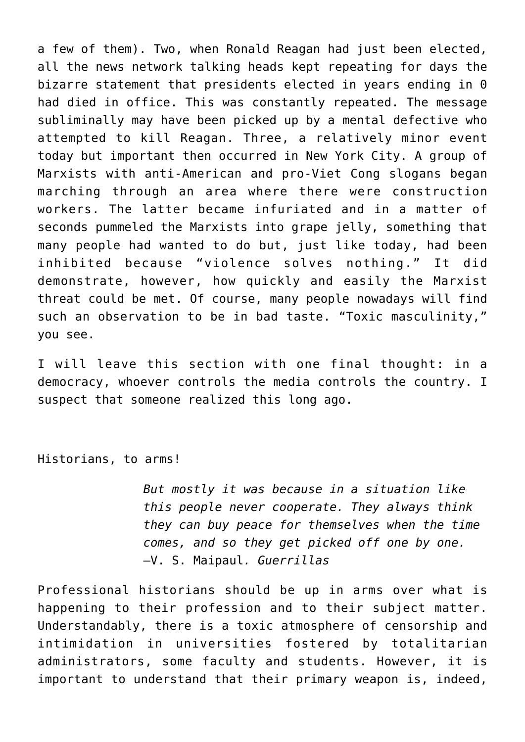a few of them). Two, when Ronald Reagan had just been elected, all the news network talking heads kept repeating for days the bizarre statement that presidents elected in years ending in 0 had died in office. This was constantly repeated. The message subliminally may have been picked up by a mental defective who attempted to kill Reagan. Three, a relatively minor event today but important then occurred in New York City. A group of Marxists with anti-American and pro-Viet Cong slogans began marching through an area where there were construction workers. The latter became infuriated and in a matter of seconds pummeled the Marxists into grape jelly, something that many people had wanted to do but, just like today, had been inhibited because "violence solves nothing." It did demonstrate, however, how quickly and easily the Marxist threat could be met. Of course, many people nowadays will find such an observation to be in bad taste. "Toxic masculinity," you see.

I will leave this section with one final thought: in a democracy, whoever controls the media controls the country. I suspect that someone realized this long ago.

## Historians, to arms!

> *But mostly it was because in a situation like this people never cooperate. They always think they can buy peace for themselves when the time comes, and so they get picked off one by one.*
> —V. S. Maipaul*. Guerrillas*

Professional historians should be up in arms over what is happening to their profession and to their subject matter. Understandably, there is a toxic atmosphere of censorship and intimidation in universities fostered by totalitarian administrators, some faculty and students. However, it is important to understand that their primary weapon is, indeed,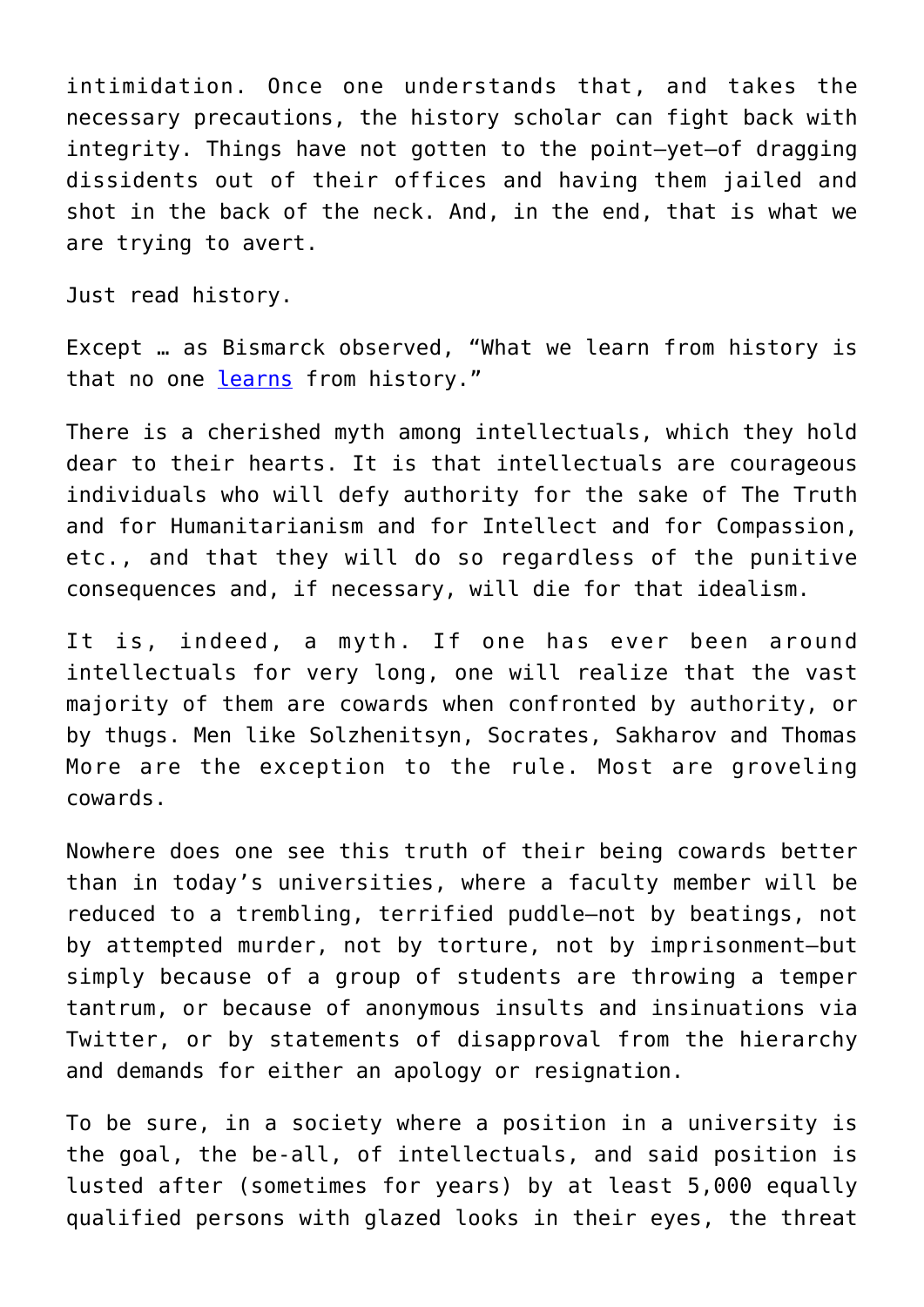intimidation. Once one understands that, and takes the necessary precautions, the history scholar can fight back with integrity. Things have not gotten to the point—yet—of dragging dissidents out of their offices and having them jailed and shot in the back of the neck. And, in the end, that is what we are trying to avert.

Just read history.

Except … as Bismarck observed, "What we learn from history is that no one learns from history."

There is a cherished myth among intellectuals, which they hold dear to their hearts. It is that intellectuals are courageous individuals who will defy authority for the sake of The Truth and for Humanitarianism and for Intellect and for Compassion, etc., and that they will do so regardless of the punitive consequences and, if necessary, will die for that idealism.

It is, indeed, a myth. If one has ever been around intellectuals for very long, one will realize that the vast majority of them are cowards when confronted by authority, or by thugs. Men like Solzhenitsyn, Socrates, Sakharov and Thomas More are the exception to the rule. Most are groveling cowards.

Nowhere does one see this truth of their being cowards better than in today's universities, where a faculty member will be reduced to a trembling, terrified puddle—not by beatings, not by attempted murder, not by torture, not by imprisonment—but simply because of a group of students are throwing a temper tantrum, or because of anonymous insults and insinuations via Twitter, or by statements of disapproval from the hierarchy and demands for either an apology or resignation.

To be sure, in a society where a position in a university is the goal, the be-all, of intellectuals, and said position is lusted after (sometimes for years) by at least 5,000 equally qualified persons with glazed looks in their eyes, the threat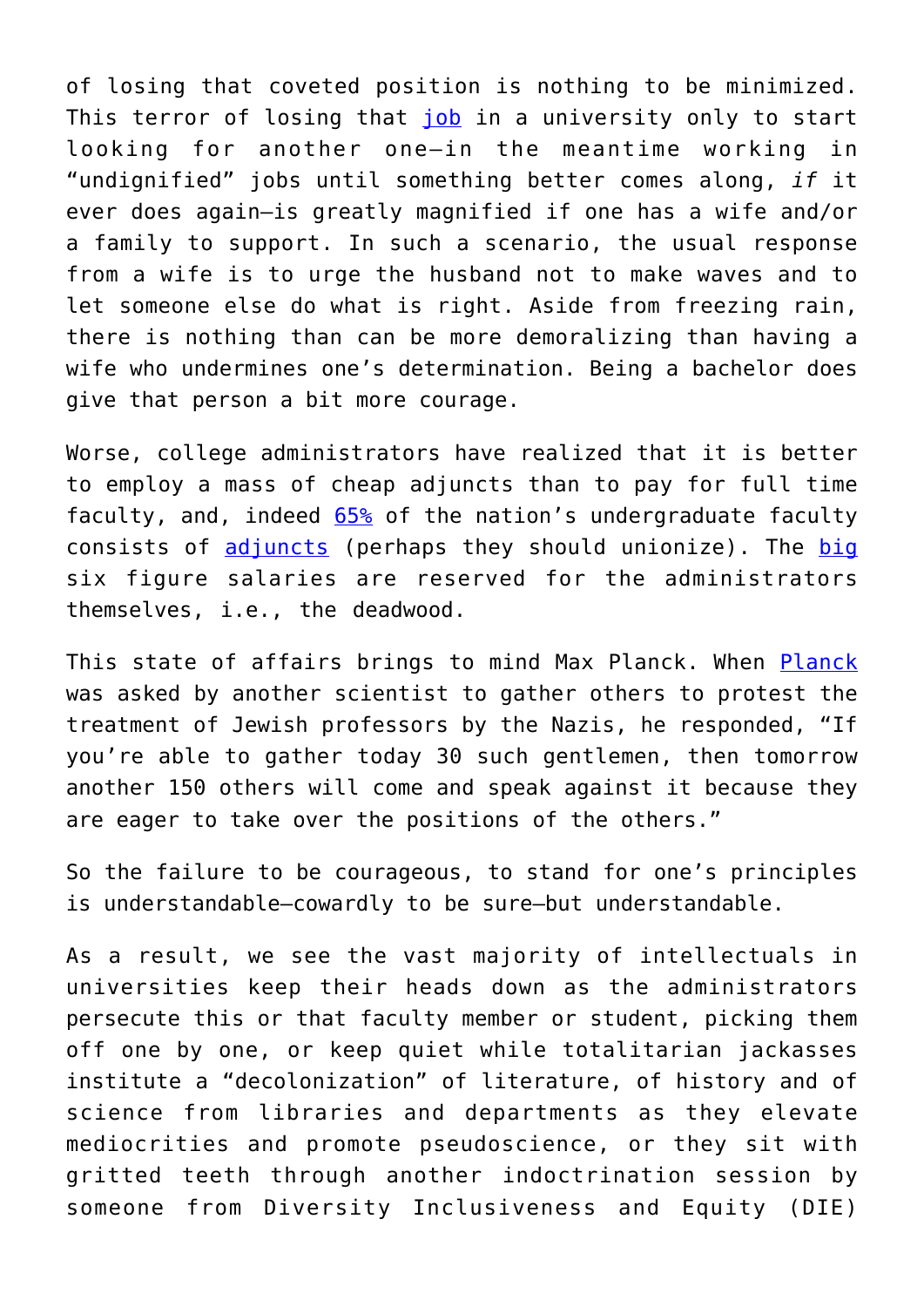of losing that coveted position is nothing to be minimized. This terror of losing that job in a university only to start looking for another one—in the meantime working in "undignified" jobs until something better comes along, *if* it ever does again—is greatly magnified if one has a wife and/or a family to support. In such a scenario, the usual response from a wife is to urge the husband not to make waves and to let someone else do what is right. Aside from freezing rain, there is nothing than can be more demoralizing than having a wife who undermines one's determination. Being a bachelor does give that person a bit more courage.

Worse, college administrators have realized that it is better to employ a mass of cheap adjuncts than to pay for full time faculty, and, indeed 65% of the nation's undergraduate faculty consists of adjuncts (perhaps they should unionize). The big six figure salaries are reserved for the administrators themselves, i.e., the deadwood.

This state of affairs brings to mind Max Planck. When Planck was asked by another scientist to gather others to protest the treatment of Jewish professors by the Nazis, he responded, "If you're able to gather today 30 such gentlemen, then tomorrow another 150 others will come and speak against it because they are eager to take over the positions of the others."

So the failure to be courageous, to stand for one's principles is understandable—cowardly to be sure—but understandable.

As a result, we see the vast majority of intellectuals in universities keep their heads down as the administrators persecute this or that faculty member or student, picking them off one by one, or keep quiet while totalitarian jackasses institute a "decolonization" of literature, of history and of science from libraries and departments as they elevate mediocrities and promote pseudoscience, or they sit with gritted teeth through another indoctrination session by someone from Diversity Inclusiveness and Equity (DIE)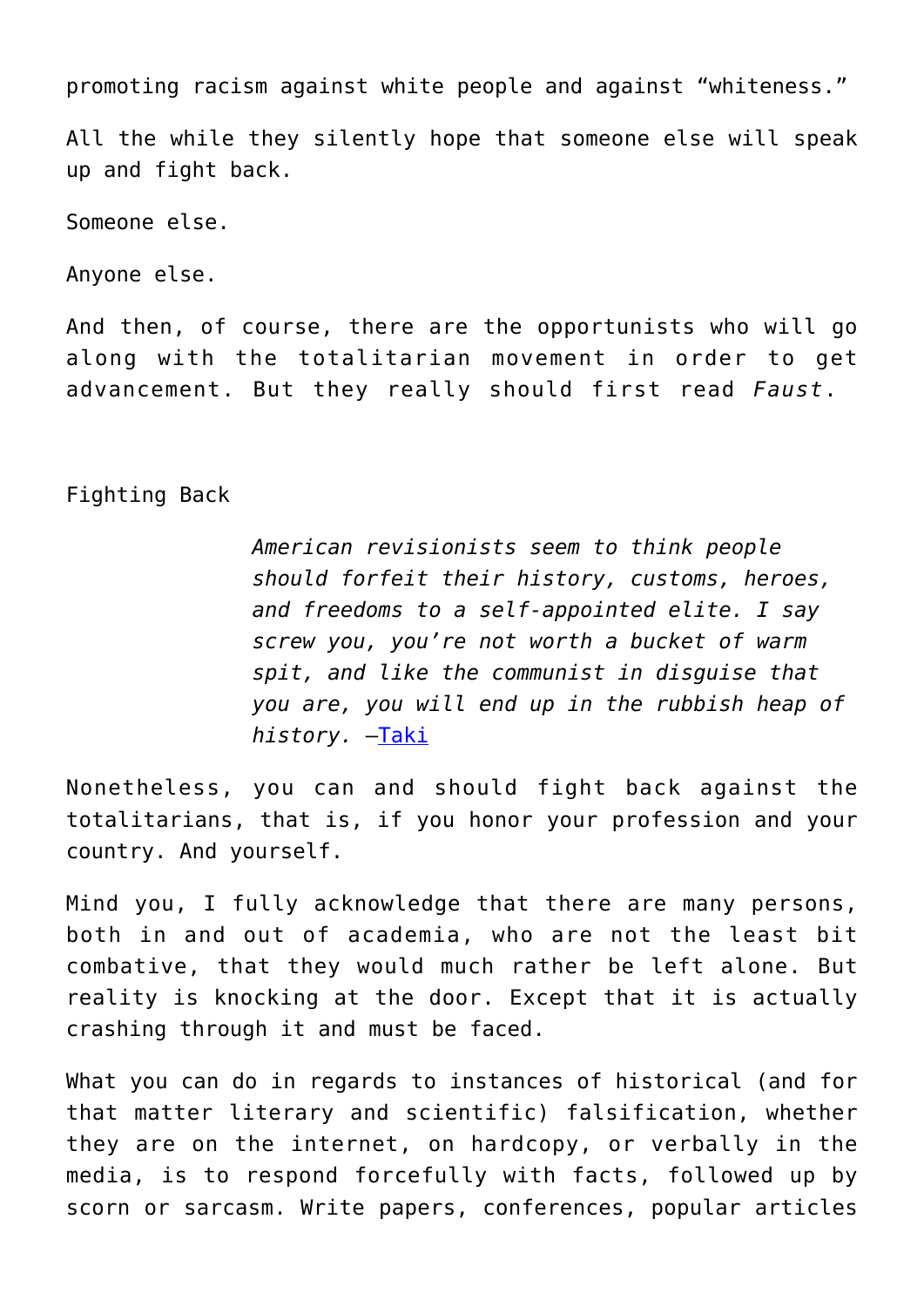promoting racism against white people and against "whiteness."

All the while they silently hope that someone else will speak up and fight back.

Someone else.

Anyone else.

And then, of course, there are the opportunists who will go along with the totalitarian movement in order to get advancement. But they really should first read *Faust*.

## Fighting Back

> *American revisionists seem to think people should forfeit their history, customs, heroes, and freedoms to a self-appointed elite. I say screw you, you're not worth a bucket of warm spit, and like the communist in disguise that you are, you will end up in the rubbish heap of history.* —[Taki]

Nonetheless, you can and should fight back against the totalitarians, that is, if you honor your profession and your country. And yourself.

Mind you, I fully acknowledge that there are many persons, both in and out of academia, who are not the least bit combative, that they would much rather be left alone. But reality is knocking at the door. Except that it is actually crashing through it and must be faced.

What you can do in regards to instances of historical (and for that matter literary and scientific) falsification, whether they are on the internet, on hardcopy, or verbally in the media, is to respond forcefully with facts, followed up by scorn or sarcasm. Write papers, conferences, popular articles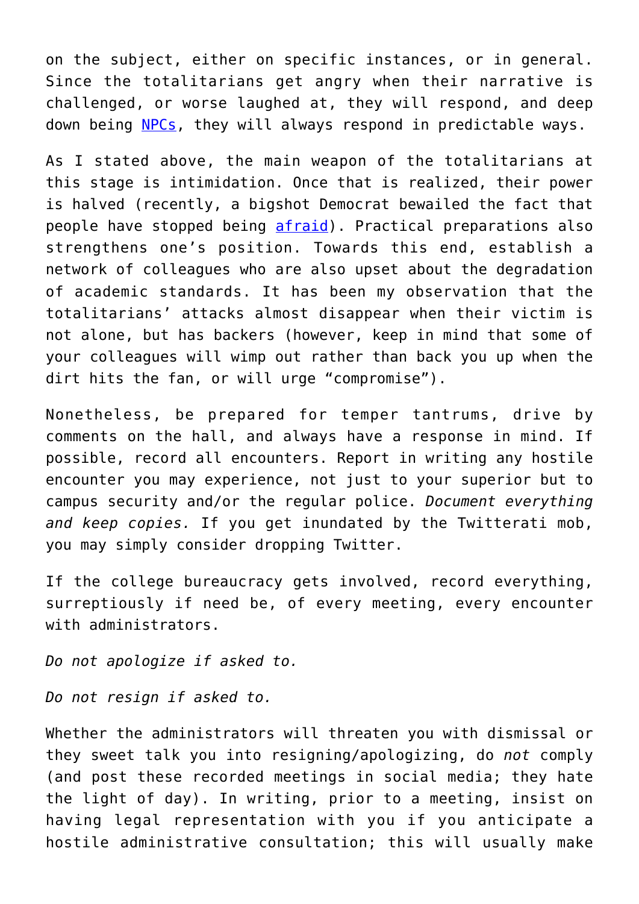on the subject, either on specific instances, or in general. Since the totalitarians get angry when their narrative is challenged, or worse laughed at, they will respond, and deep down being NPCs, they will always respond in predictable ways.

As I stated above, the main weapon of the totalitarians at this stage is intimidation. Once that is realized, their power is halved (recently, a bigshot Democrat bewailed the fact that people have stopped being afraid). Practical preparations also strengthens one's position. Towards this end, establish a network of colleagues who are also upset about the degradation of academic standards. It has been my observation that the totalitarians' attacks almost disappear when their victim is not alone, but has backers (however, keep in mind that some of your colleagues will wimp out rather than back you up when the dirt hits the fan, or will urge "compromise").

Nonetheless, be prepared for temper tantrums, drive by comments on the hall, and always have a response in mind. If possible, record all encounters. Report in writing any hostile encounter you may experience, not just to your superior but to campus security and/or the regular police. *Document everything and keep copies.* If you get inundated by the Twitterati mob, you may simply consider dropping Twitter.

If the college bureaucracy gets involved, record everything, surreptiously if need be, of every meeting, every encounter with administrators.

*Do not apologize if asked to.*

*Do not resign if asked to.*

Whether the administrators will threaten you with dismissal or they sweet talk you into resigning/apologizing, do *not* comply (and post these recorded meetings in social media; they hate the light of day). In writing, prior to a meeting, insist on having legal representation with you if you anticipate a hostile administrative consultation; this will usually make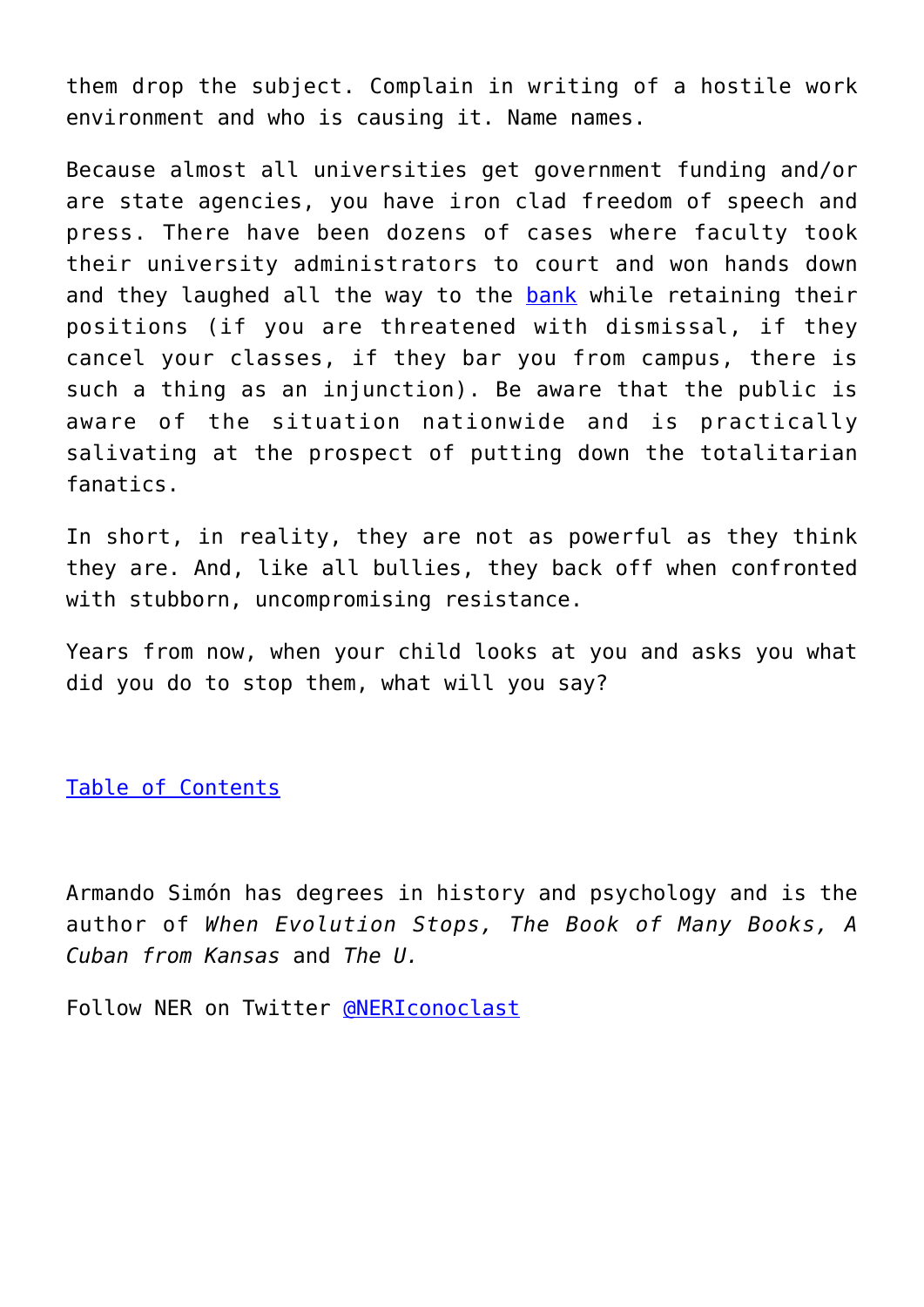them drop the subject. Complain in writing of a hostile work environment and who is causing it. Name names.

Because almost all universities get government funding and/or are state agencies, you have iron clad freedom of speech and press. There have been dozens of cases where faculty took their university administrators to court and won hands down and they laughed all the way to the bank while retaining their positions (if you are threatened with dismissal, if they cancel your classes, if they bar you from campus, there is such a thing as an injunction). Be aware that the public is aware of the situation nationwide and is practically salivating at the prospect of putting down the totalitarian fanatics.

In short, in reality, they are not as powerful as they think they are. And, like all bullies, they back off when confronted with stubborn, uncompromising resistance.

Years from now, when your child looks at you and asks you what did you do to stop them, what will you say?

Table of Contents

Armando Simón has degrees in history and psychology and is the author of *When Evolution Stops, The Book of Many Books, A Cuban from Kansas* and *The U.*

Follow NER on Twitter @NERIconoclast